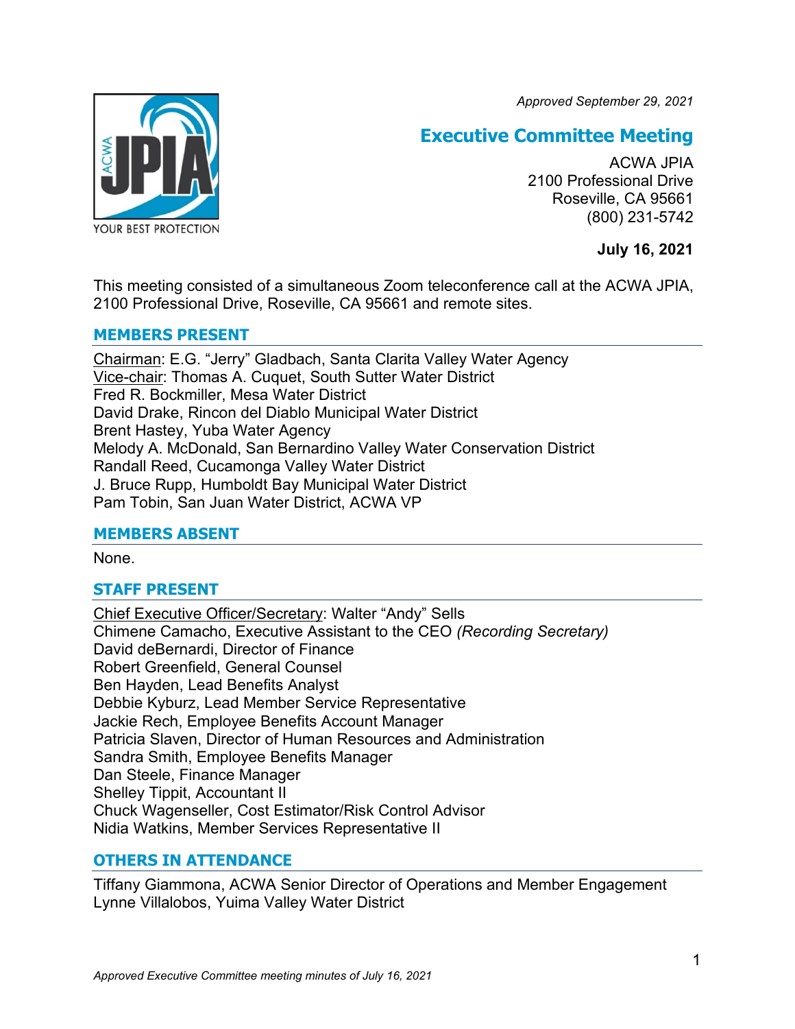*Approved September 29, 2021*

# Executive Committee Meeting

ACWA JPIA
2100 Professional Drive
Roseville, CA 95661
(800) 231-5742

**July 16, 2021**

This meeting consisted of a simultaneous Zoom teleconference call at the ACWA JPIA, 2100 Professional Drive, Roseville, CA 95661 and remote sites.

## MEMBERS PRESENT

Chairman: E.G. "Jerry" Gladbach, Santa Clarita Valley Water Agency
Vice-chair: Thomas A. Cuquet, South Sutter Water District
Fred R. Bockmiller, Mesa Water District
David Drake, Rincon del Diablo Municipal Water District
Brent Hastey, Yuba Water Agency
Melody A. McDonald, San Bernardino Valley Water Conservation District
Randall Reed, Cucamonga Valley Water District
J. Bruce Rupp, Humboldt Bay Municipal Water District
Pam Tobin, San Juan Water District, ACWA VP

## MEMBERS ABSENT

None.

## STAFF PRESENT

Chief Executive Officer/Secretary: Walter "Andy" Sells
Chimene Camacho, Executive Assistant to the CEO *(Recording Secretary)*
David deBernardi, Director of Finance
Robert Greenfield, General Counsel
Ben Hayden, Lead Benefits Analyst
Debbie Kyburz, Lead Member Service Representative
Jackie Rech, Employee Benefits Account Manager
Patricia Slaven, Director of Human Resources and Administration
Sandra Smith, Employee Benefits Manager
Dan Steele, Finance Manager
Shelley Tippit, Accountant II
Chuck Wagenseller, Cost Estimator/Risk Control Advisor
Nidia Watkins, Member Services Representative II

## OTHERS IN ATTENDANCE

Tiffany Giammona, ACWA Senior Director of Operations and Member Engagement
Lynne Villalobos, Yuima Valley Water District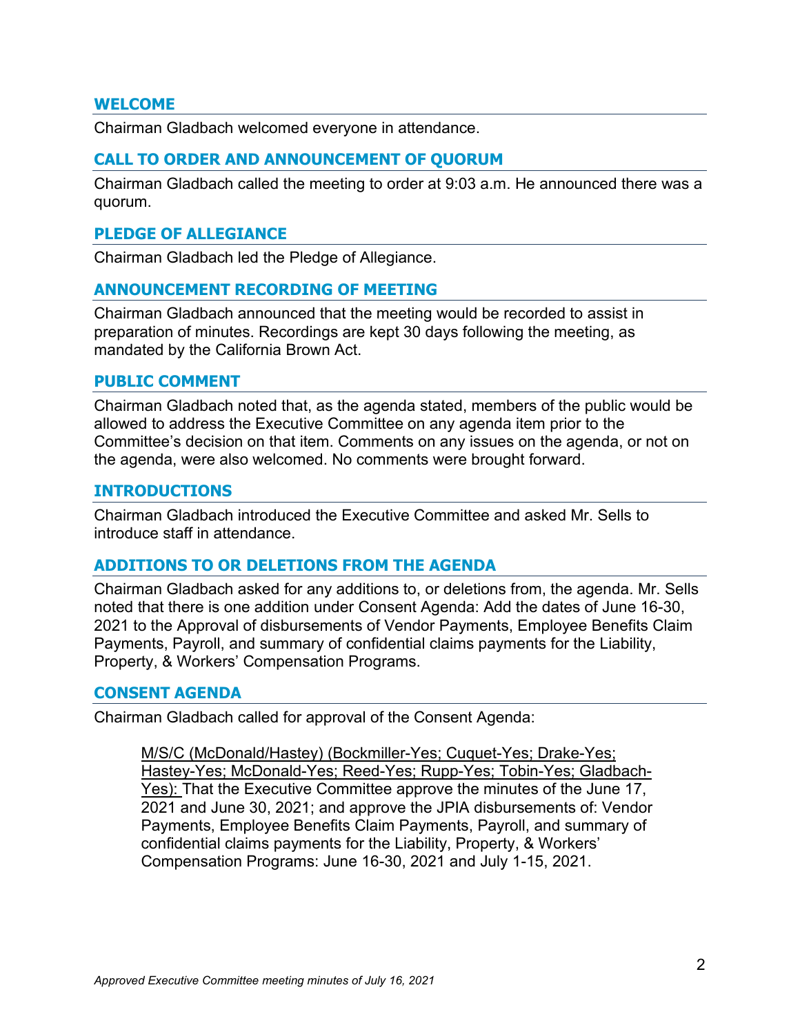## WELCOME

Chairman Gladbach welcomed everyone in attendance.

## CALL TO ORDER AND ANNOUNCEMENT OF QUORUM

Chairman Gladbach called the meeting to order at 9:03 a.m. He announced there was a quorum.

## PLEDGE OF ALLEGIANCE

Chairman Gladbach led the Pledge of Allegiance.

## ANNOUNCEMENT RECORDING OF MEETING

Chairman Gladbach announced that the meeting would be recorded to assist in preparation of minutes. Recordings are kept 30 days following the meeting, as mandated by the California Brown Act.

## PUBLIC COMMENT

Chairman Gladbach noted that, as the agenda stated, members of the public would be allowed to address the Executive Committee on any agenda item prior to the Committee's decision on that item. Comments on any issues on the agenda, or not on the agenda, were also welcomed. No comments were brought forward.

## INTRODUCTIONS

Chairman Gladbach introduced the Executive Committee and asked Mr. Sells to introduce staff in attendance.

## ADDITIONS TO OR DELETIONS FROM THE AGENDA

Chairman Gladbach asked for any additions to, or deletions from, the agenda. Mr. Sells noted that there is one addition under Consent Agenda: Add the dates of June 16-30, 2021 to the Approval of disbursements of Vendor Payments, Employee Benefits Claim Payments, Payroll, and summary of confidential claims payments for the Liability, Property, & Workers' Compensation Programs.

## CONSENT AGENDA

Chairman Gladbach called for approval of the Consent Agenda:

> <u>M/S/C (McDonald/Hastey) (Bockmiller-Yes; Cuquet-Yes; Drake-Yes; Hastey-Yes; McDonald-Yes; Reed-Yes; Rupp-Yes; Tobin-Yes; Gladbach-Yes):</u> That the Executive Committee approve the minutes of the June 17, 2021 and June 30, 2021; and approve the JPIA disbursements of: Vendor Payments, Employee Benefits Claim Payments, Payroll, and summary of confidential claims payments for the Liability, Property, & Workers' Compensation Programs: June 16-30, 2021 and July 1-15, 2021.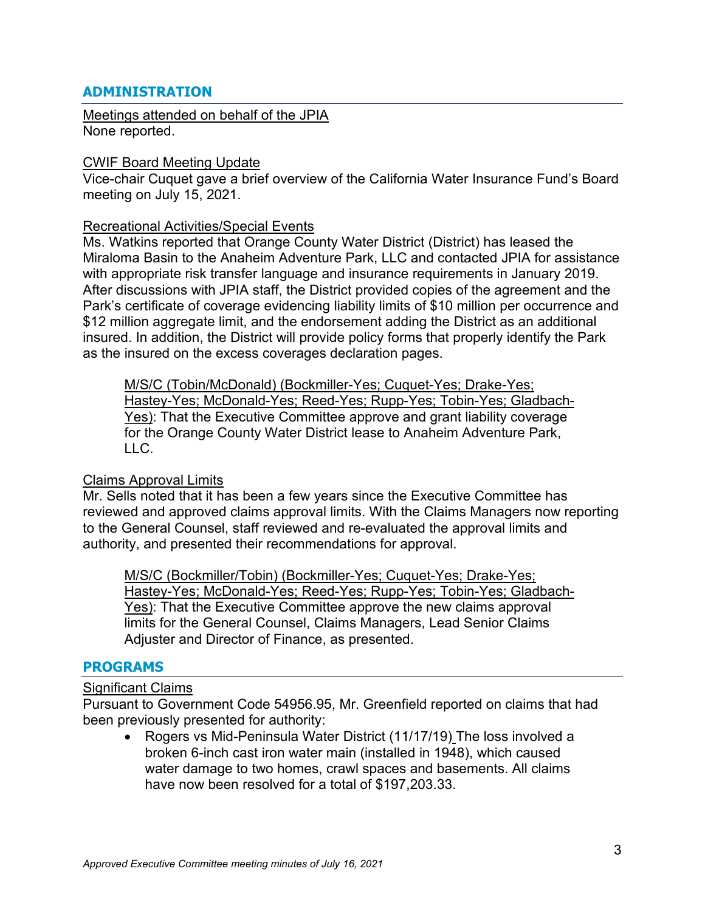## ADMINISTRATION

Meetings attended on behalf of the JPIA
None reported.

CWIF Board Meeting Update
Vice-chair Cuquet gave a brief overview of the California Water Insurance Fund's Board meeting on July 15, 2021.

Recreational Activities/Special Events
Ms. Watkins reported that Orange County Water District (District) has leased the Miraloma Basin to the Anaheim Adventure Park, LLC and contacted JPIA for assistance with appropriate risk transfer language and insurance requirements in January 2019. After discussions with JPIA staff, the District provided copies of the agreement and the Park's certificate of coverage evidencing liability limits of $10 million per occurrence and $12 million aggregate limit, and the endorsement adding the District as an additional insured. In addition, the District will provide policy forms that properly identify the Park as the insured on the excess coverages declaration pages.

> M/S/C (Tobin/McDonald) (Bockmiller-Yes; Cuquet-Yes; Drake-Yes; Hastey-Yes; McDonald-Yes; Reed-Yes; Rupp-Yes; Tobin-Yes; Gladbach-Yes): That the Executive Committee approve and grant liability coverage for the Orange County Water District lease to Anaheim Adventure Park, LLC.

Claims Approval Limits
Mr. Sells noted that it has been a few years since the Executive Committee has reviewed and approved claims approval limits. With the Claims Managers now reporting to the General Counsel, staff reviewed and re-evaluated the approval limits and authority, and presented their recommendations for approval.

> M/S/C (Bockmiller/Tobin) (Bockmiller-Yes; Cuquet-Yes; Drake-Yes; Hastey-Yes; McDonald-Yes; Reed-Yes; Rupp-Yes; Tobin-Yes; Gladbach-Yes): That the Executive Committee approve the new claims approval limits for the General Counsel, Claims Managers, Lead Senior Claims Adjuster and Director of Finance, as presented.

## PROGRAMS

Significant Claims
Pursuant to Government Code 54956.95, Mr. Greenfield reported on claims that had been previously presented for authority:

- Rogers vs Mid-Peninsula Water District (11/17/19) The loss involved a broken 6-inch cast iron water main (installed in 1948), which caused water damage to two homes, crawl spaces and basements. All claims have now been resolved for a total of $197,203.33.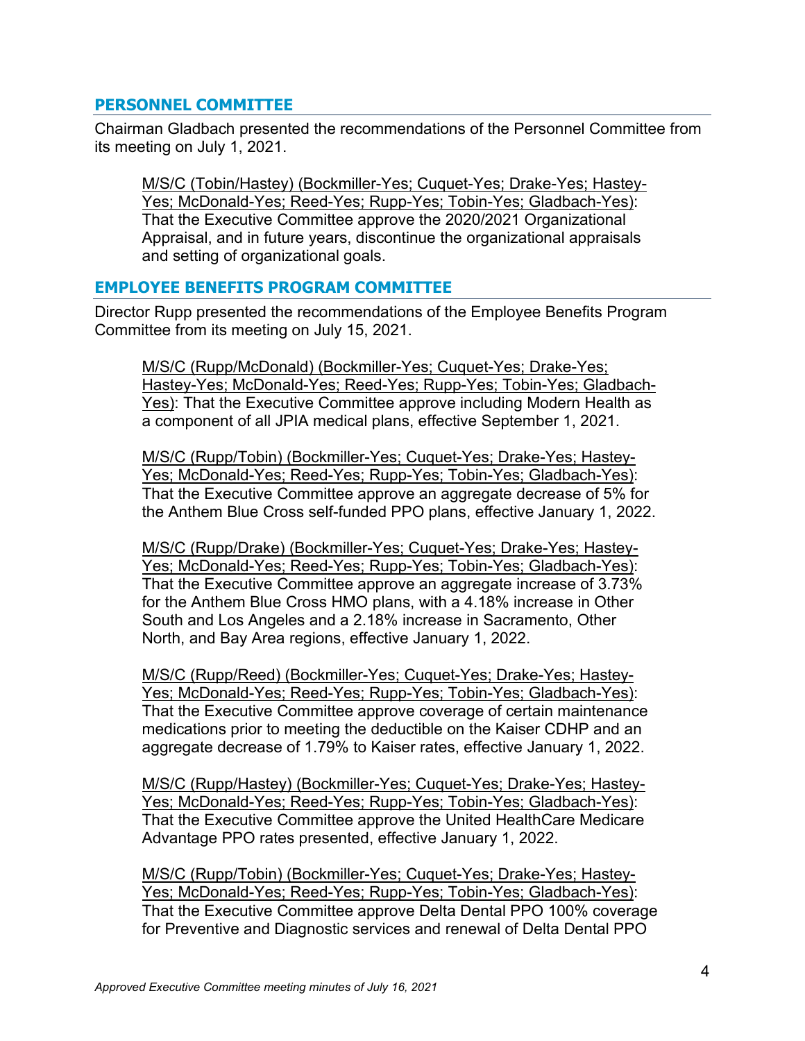## PERSONNEL COMMITTEE

Chairman Gladbach presented the recommendations of the Personnel Committee from its meeting on July 1, 2021.

> M/S/C (Tobin/Hastey) (Bockmiller-Yes; Cuquet-Yes; Drake-Yes; Hastey-Yes; McDonald-Yes; Reed-Yes; Rupp-Yes; Tobin-Yes; Gladbach-Yes): That the Executive Committee approve the 2020/2021 Organizational Appraisal, and in future years, discontinue the organizational appraisals and setting of organizational goals.

## EMPLOYEE BENEFITS PROGRAM COMMITTEE

Director Rupp presented the recommendations of the Employee Benefits Program Committee from its meeting on July 15, 2021.

> M/S/C (Rupp/McDonald) (Bockmiller-Yes; Cuquet-Yes; Drake-Yes; Hastey-Yes; McDonald-Yes; Reed-Yes; Rupp-Yes; Tobin-Yes; Gladbach-Yes): That the Executive Committee approve including Modern Health as a component of all JPIA medical plans, effective September 1, 2021.

> M/S/C (Rupp/Tobin) (Bockmiller-Yes; Cuquet-Yes; Drake-Yes; Hastey-Yes; McDonald-Yes; Reed-Yes; Rupp-Yes; Tobin-Yes; Gladbach-Yes): That the Executive Committee approve an aggregate decrease of 5% for the Anthem Blue Cross self-funded PPO plans, effective January 1, 2022.

> M/S/C (Rupp/Drake) (Bockmiller-Yes; Cuquet-Yes; Drake-Yes; Hastey-Yes; McDonald-Yes; Reed-Yes; Rupp-Yes; Tobin-Yes; Gladbach-Yes): That the Executive Committee approve an aggregate increase of 3.73% for the Anthem Blue Cross HMO plans, with a 4.18% increase in Other South and Los Angeles and a 2.18% increase in Sacramento, Other North, and Bay Area regions, effective January 1, 2022.

> M/S/C (Rupp/Reed) (Bockmiller-Yes; Cuquet-Yes; Drake-Yes; Hastey-Yes; McDonald-Yes; Reed-Yes; Rupp-Yes; Tobin-Yes; Gladbach-Yes): That the Executive Committee approve coverage of certain maintenance medications prior to meeting the deductible on the Kaiser CDHP and an aggregate decrease of 1.79% to Kaiser rates, effective January 1, 2022.

> M/S/C (Rupp/Hastey) (Bockmiller-Yes; Cuquet-Yes; Drake-Yes; Hastey-Yes; McDonald-Yes; Reed-Yes; Rupp-Yes; Tobin-Yes; Gladbach-Yes): That the Executive Committee approve the United HealthCare Medicare Advantage PPO rates presented, effective January 1, 2022.

> M/S/C (Rupp/Tobin) (Bockmiller-Yes; Cuquet-Yes; Drake-Yes; Hastey-Yes; McDonald-Yes; Reed-Yes; Rupp-Yes; Tobin-Yes; Gladbach-Yes): That the Executive Committee approve Delta Dental PPO 100% coverage for Preventive and Diagnostic services and renewal of Delta Dental PPO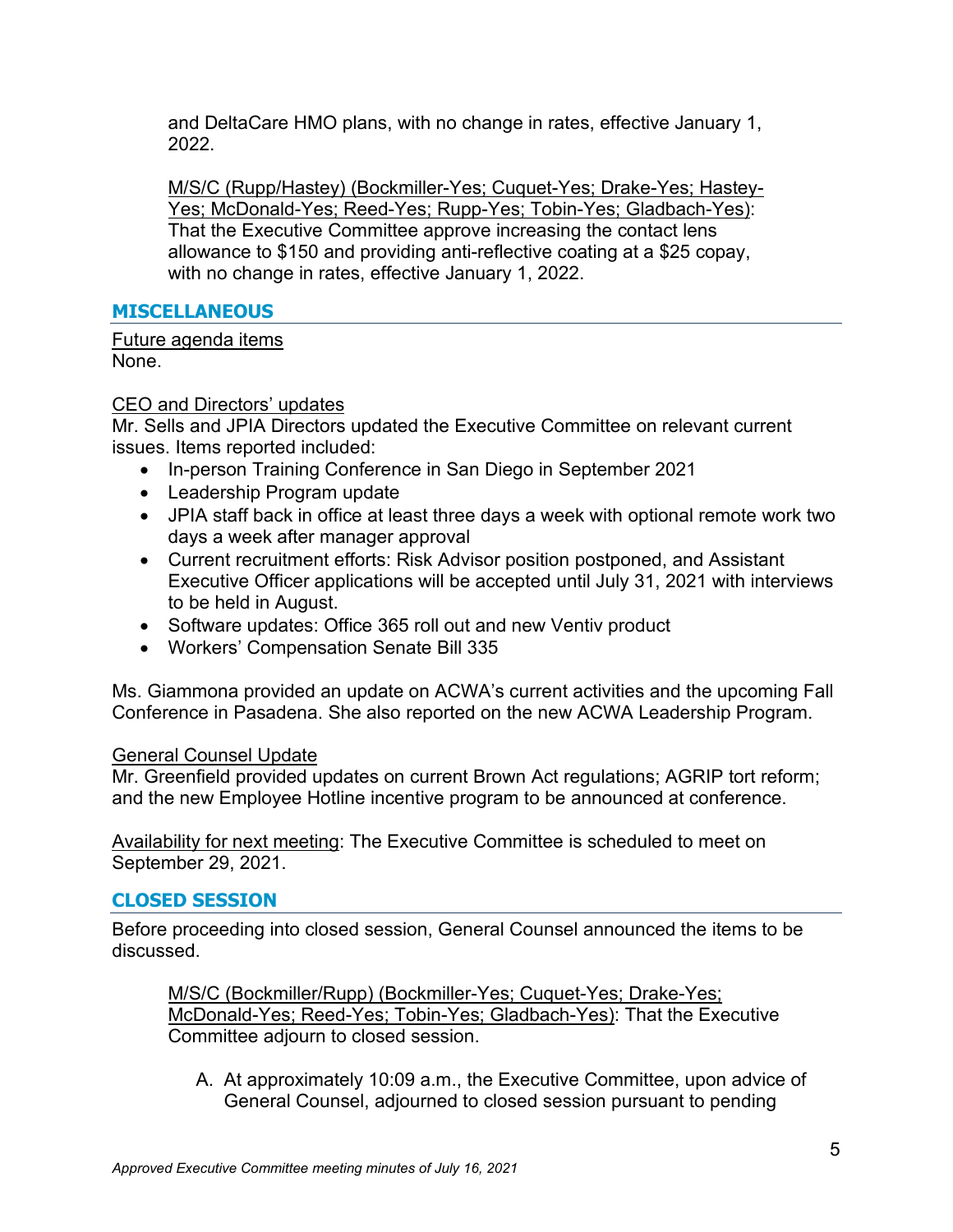and DeltaCare HMO plans, with no change in rates, effective January 1, 2022.

M/S/C (Rupp/Hastey) (Bockmiller-Yes; Cuquet-Yes; Drake-Yes; Hastey-Yes; McDonald-Yes; Reed-Yes; Rupp-Yes; Tobin-Yes; Gladbach-Yes): That the Executive Committee approve increasing the contact lens allowance to $150 and providing anti-reflective coating at a $25 copay, with no change in rates, effective January 1, 2022.

## MISCELLANEOUS

Future agenda items
None.

CEO and Directors' updates
Mr. Sells and JPIA Directors updated the Executive Committee on relevant current issues. Items reported included:

- In-person Training Conference in San Diego in September 2021
- Leadership Program update
- JPIA staff back in office at least three days a week with optional remote work two days a week after manager approval
- Current recruitment efforts: Risk Advisor position postponed, and Assistant Executive Officer applications will be accepted until July 31, 2021 with interviews to be held in August.
- Software updates: Office 365 roll out and new Ventiv product
- Workers' Compensation Senate Bill 335

Ms. Giammona provided an update on ACWA's current activities and the upcoming Fall Conference in Pasadena. She also reported on the new ACWA Leadership Program.

General Counsel Update
Mr. Greenfield provided updates on current Brown Act regulations; AGRIP tort reform; and the new Employee Hotline incentive program to be announced at conference.

Availability for next meeting: The Executive Committee is scheduled to meet on September 29, 2021.

## CLOSED SESSION

Before proceeding into closed session, General Counsel announced the items to be discussed.

M/S/C (Bockmiller/Rupp) (Bockmiller-Yes; Cuquet-Yes; Drake-Yes; McDonald-Yes; Reed-Yes; Tobin-Yes; Gladbach-Yes): That the Executive Committee adjourn to closed session.

A. At approximately 10:09 a.m., the Executive Committee, upon advice of General Counsel, adjourned to closed session pursuant to pending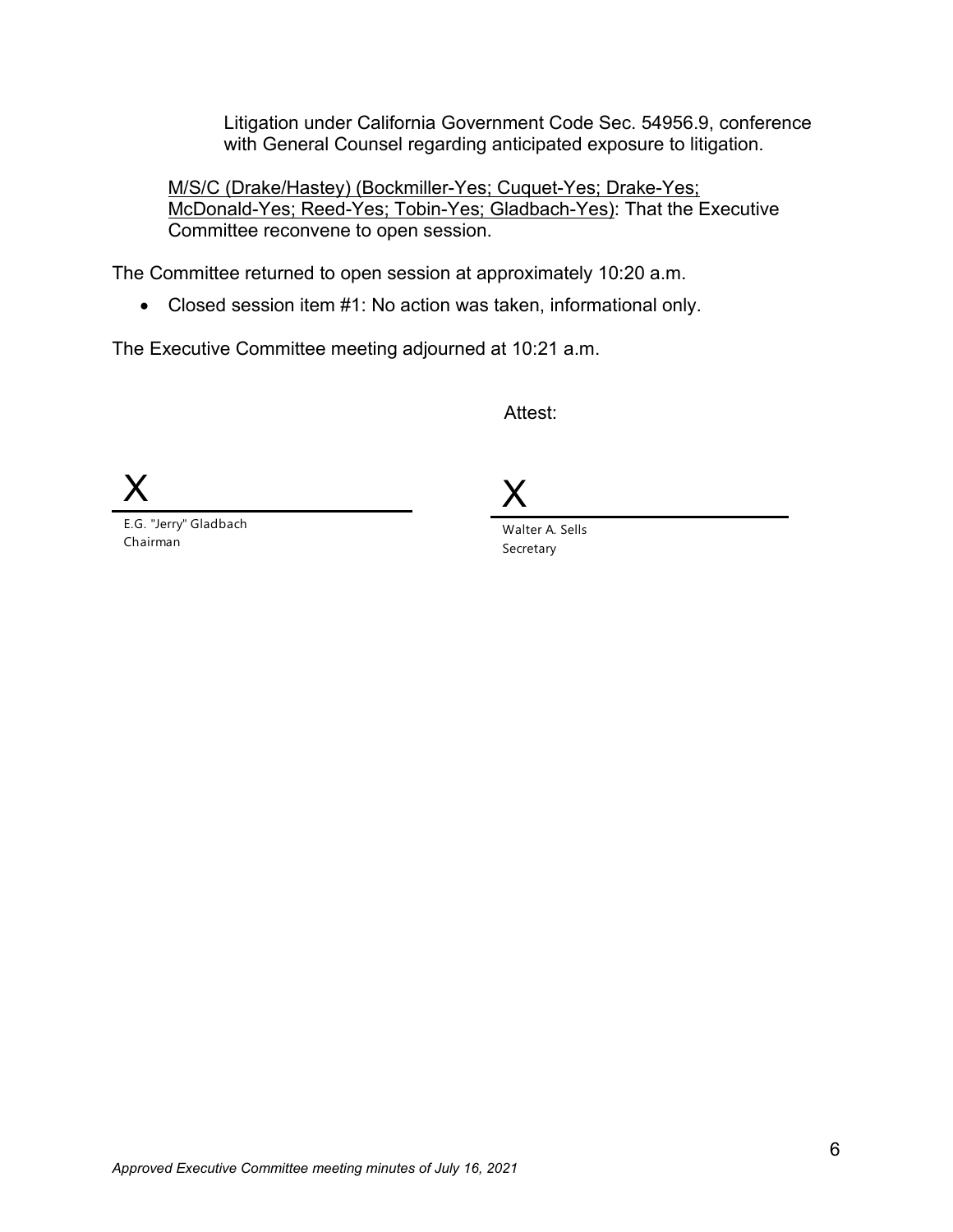Litigation under California Government Code Sec. 54956.9, conference with General Counsel regarding anticipated exposure to litigation.

M/S/C (Drake/Hastey) (Bockmiller-Yes; Cuquet-Yes; Drake-Yes; McDonald-Yes; Reed-Yes; Tobin-Yes; Gladbach-Yes): That the Executive Committee reconvene to open session.

The Committee returned to open session at approximately 10:20 a.m.

- Closed session item #1: No action was taken, informational only.

The Executive Committee meeting adjourned at 10:21 a.m.

Attest:

X

E.G. "Jerry" Gladbach
Chairman

X

Walter A. Sells
Secretary

*Approved Executive Committee meeting minutes of July 16, 2021*